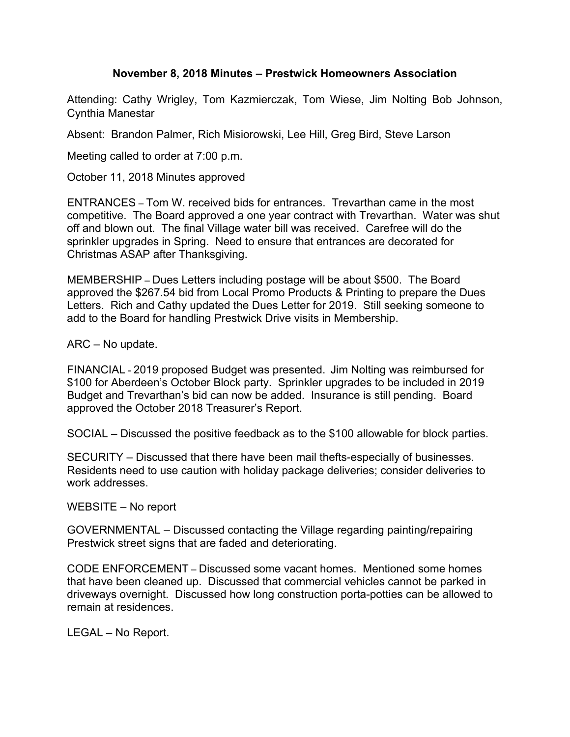**November 8, 2018 Minutes – Prestwick Homeowners Association**

Attending: Cathy Wrigley, Tom Kazmierczak, Tom Wiese, Jim Nolting Bob Johnson, Cynthia Manestar

Absent: Brandon Palmer, Rich Misiorowski, Lee Hill, Greg Bird, Steve Larson

Meeting called to order at 7:00 p.m.

October 11, 2018 Minutes approved

ENTRANCES – Tom W. received bids for entrances. Trevarthan came in the most competitive. The Board approved a one year contract with Trevarthan. Water was shut off and blown out. The final Village water bill was received. Carefree will do the sprinkler upgrades in Spring. Need to ensure that entrances are decorated for Christmas ASAP after Thanksgiving.

MEMBERSHIP – Dues Letters including postage will be about $500. The Board approved the $267.54 bid from Local Promo Products & Printing to prepare the Dues Letters. Rich and Cathy updated the Dues Letter for 2019. Still seeking someone to add to the Board for handling Prestwick Drive visits in Membership.

ARC – No update.

FINANCIAL - 2019 proposed Budget was presented. Jim Nolting was reimbursed for $100 for Aberdeen's October Block party. Sprinkler upgrades to be included in 2019 Budget and Trevarthan's bid can now be added. Insurance is still pending. Board approved the October 2018 Treasurer's Report.

SOCIAL – Discussed the positive feedback as to the $100 allowable for block parties.

SECURITY – Discussed that there have been mail thefts-especially of businesses. Residents need to use caution with holiday package deliveries; consider deliveries to work addresses.

WEBSITE – No report

GOVERNMENTAL – Discussed contacting the Village regarding painting/repairing Prestwick street signs that are faded and deteriorating.

CODE ENFORCEMENT – Discussed some vacant homes. Mentioned some homes that have been cleaned up. Discussed that commercial vehicles cannot be parked in driveways overnight. Discussed how long construction porta-potties can be allowed to remain at residences.

LEGAL – No Report.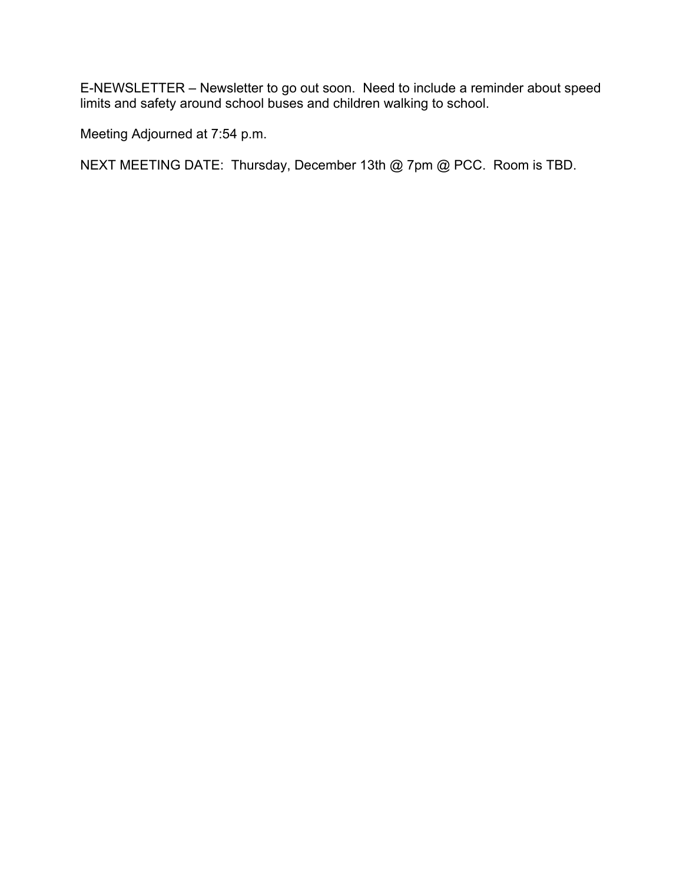E-NEWSLETTER – Newsletter to go out soon. Need to include a reminder about speed limits and safety around school buses and children walking to school.

Meeting Adjourned at 7:54 p.m.

NEXT MEETING DATE: Thursday, December 13th @ 7pm @ PCC. Room is TBD.